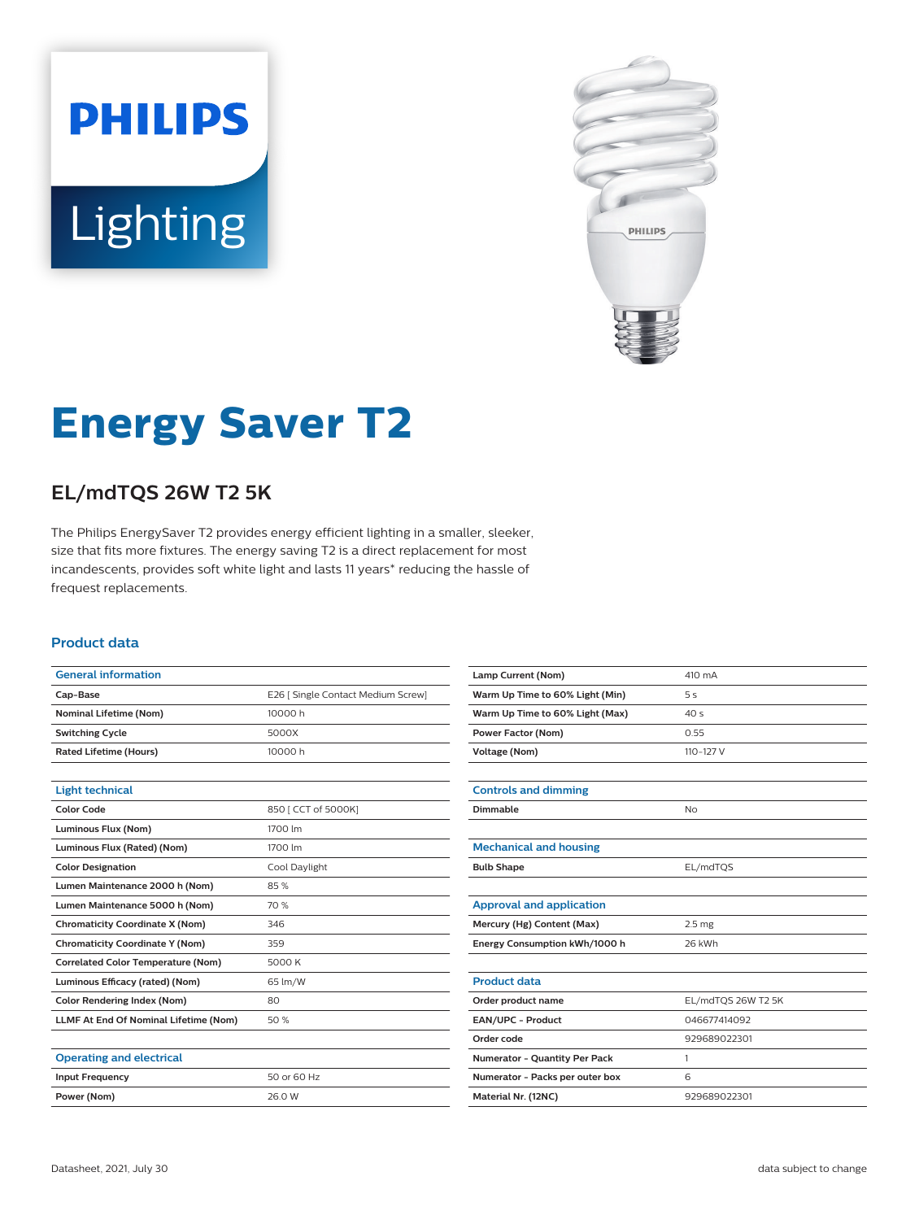PHILIPS

Lighting

# Energy Saver T2

## EL/mdTQS 26W T2 5K

The Philips EnergySaver T2 provides energy efficient lighting in a smaller, sleeker, size that fits more fixtures. The energy saving T2 is a direct replacement for most incandescents, provides soft white light and lasts 11 years* reducing the hassle of frequest replacements.

### Product data

| General information | |
|---|---|
| Cap-Base | E26 [ Single Contact Medium Screw] |
| Nominal Lifetime (Nom) | 10000 h |
| Switching Cycle | 5000X |
| Rated Lifetime (Hours) | 10000 h |

| Light technical | |
|---|---|
| Color Code | 850 [ CCT of 5000K] |
| Luminous Flux (Nom) | 1700 lm |
| Luminous Flux (Rated) (Nom) | 1700 lm |
| Color Designation | Cool Daylight |
| Lumen Maintenance 2000 h (Nom) | 85 % |
| Lumen Maintenance 5000 h (Nom) | 70 % |
| Chromaticity Coordinate X (Nom) | 346 |
| Chromaticity Coordinate Y (Nom) | 359 |
| Correlated Color Temperature (Nom) | 5000 K |
| Luminous Efficacy (rated) (Nom) | 65 lm/W |
| Color Rendering Index (Nom) | 80 |
| LLMF At End Of Nominal Lifetime (Nom) | 50 % |

| Operating and electrical | |
|---|---|
| Input Frequency | 50 or 60 Hz |
| Power (Nom) | 26.0 W |
| Lamp Current (Nom) | 410 mA |
| Warm Up Time to 60% Light (Min) | 5 s |
| Warm Up Time to 60% Light (Max) | 40 s |
| Power Factor (Nom) | 0.55 |
| Voltage (Nom) | 110-127 V |

| Controls and dimming | |
|---|---|
| Dimmable | No |

| Mechanical and housing | |
|---|---|
| Bulb Shape | EL/mdTQS |

| Approval and application | |
|---|---|
| Mercury (Hg) Content (Max) | 2.5 mg |
| Energy Consumption kWh/1000 h | 26 kWh |

| Product data | |
|---|---|
| Order product name | EL/mdTQS 26W T2 5K |
| EAN/UPC - Product | 046677414092 |
| Order code | 929689022301 |
| Numerator - Quantity Per Pack | 1 |
| Numerator - Packs per outer box | 6 |
| Material Nr. (12NC) | 929689022301 |

Datasheet, 2021, July 30

data subject to change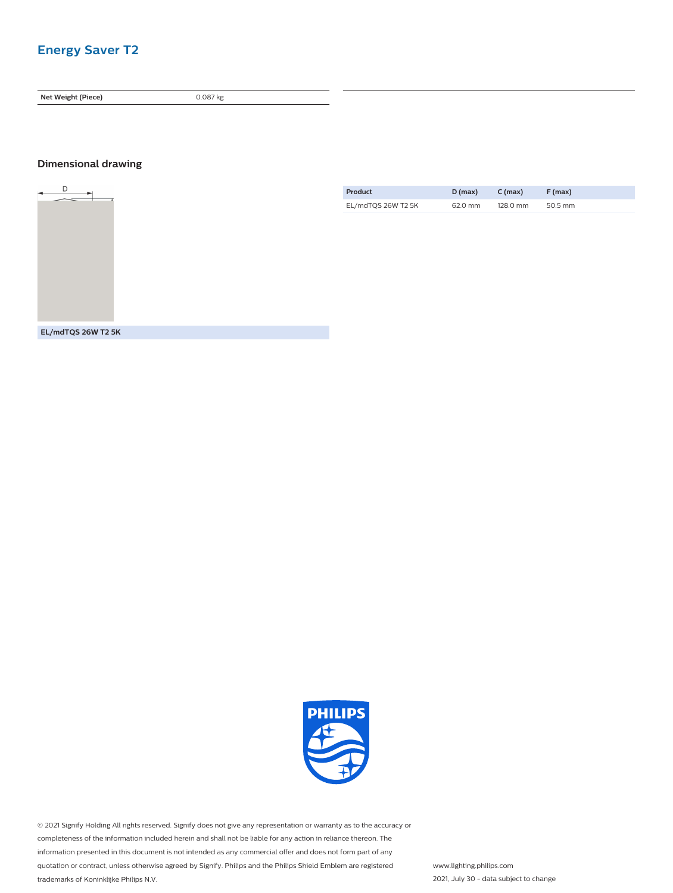## Energy Saver T2

| | |
|---|---|
| **Net Weight (Piece)** | 0.087 kg |

### Dimensional drawing

D

**EL/mdTQS 26W T2 5K**

| Product | D (max) | C (max) | F (max) |
|---|---|---|---|
| EL/mdTQS 26W T2 5K | 62.0 mm | 128.0 mm | 50.5 mm |

© 2021 Signify Holding All rights reserved. Signify does not give any representation or warranty as to the accuracy or completeness of the information included herein and shall not be liable for any action in reliance thereon. The information presented in this document is not intended as any commercial offer and does not form part of any quotation or contract, unless otherwise agreed by Signify. Philips and the Philips Shield Emblem are registered trademarks of Koninklijke Philips N.V.

www.lighting.philips.com

2021, July 30 - data subject to change